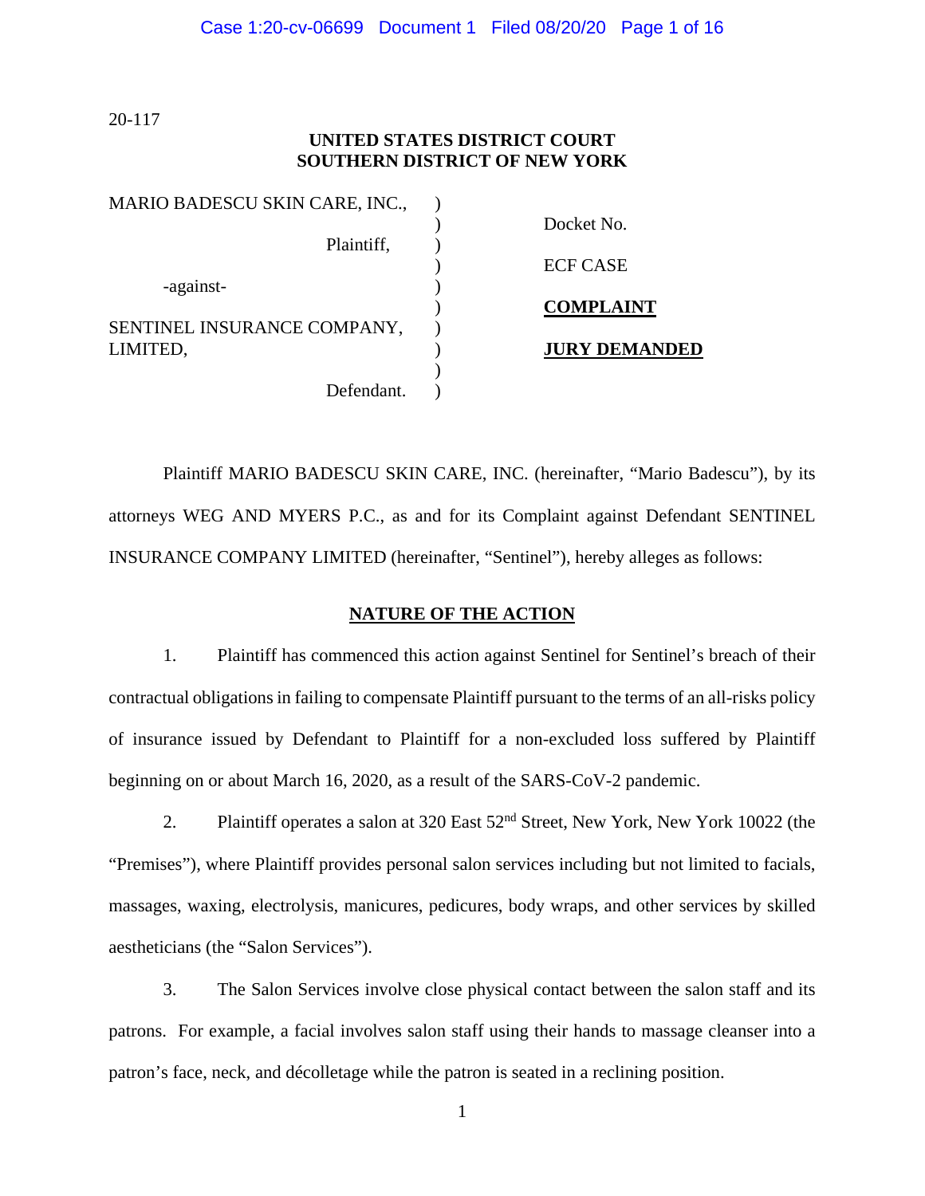20-117

**UNITED STATES DISTRICT COURT**
**SOUTHERN DISTRICT OF NEW YORK**

| | |
|---|---|
| MARIO BADESCU SKIN CARE, INC., Plaintiff, | Docket No. |
| -against- | ECF CASE |
| SENTINEL INSURANCE COMPANY, LIMITED, Defendant. | **COMPLAINT** |
| | **JURY DEMANDED** |

Plaintiff MARIO BADESCU SKIN CARE, INC. (hereinafter, "Mario Badescu"), by its attorneys WEG AND MYERS P.C., as and for its Complaint against Defendant SENTINEL INSURANCE COMPANY LIMITED (hereinafter, "Sentinel"), hereby alleges as follows:

## NATURE OF THE ACTION

1. Plaintiff has commenced this action against Sentinel for Sentinel's breach of their contractual obligations in failing to compensate Plaintiff pursuant to the terms of an all-risks policy of insurance issued by Defendant to Plaintiff for a non-excluded loss suffered by Plaintiff beginning on or about March 16, 2020, as a result of the SARS-CoV-2 pandemic.

2. Plaintiff operates a salon at 320 East 52nd Street, New York, New York 10022 (the "Premises"), where Plaintiff provides personal salon services including but not limited to facials, massages, waxing, electrolysis, manicures, pedicures, body wraps, and other services by skilled aestheticians (the "Salon Services").

3. The Salon Services involve close physical contact between the salon staff and its patrons. For example, a facial involves salon staff using their hands to massage cleanser into a patron's face, neck, and décolletage while the patron is seated in a reclining position.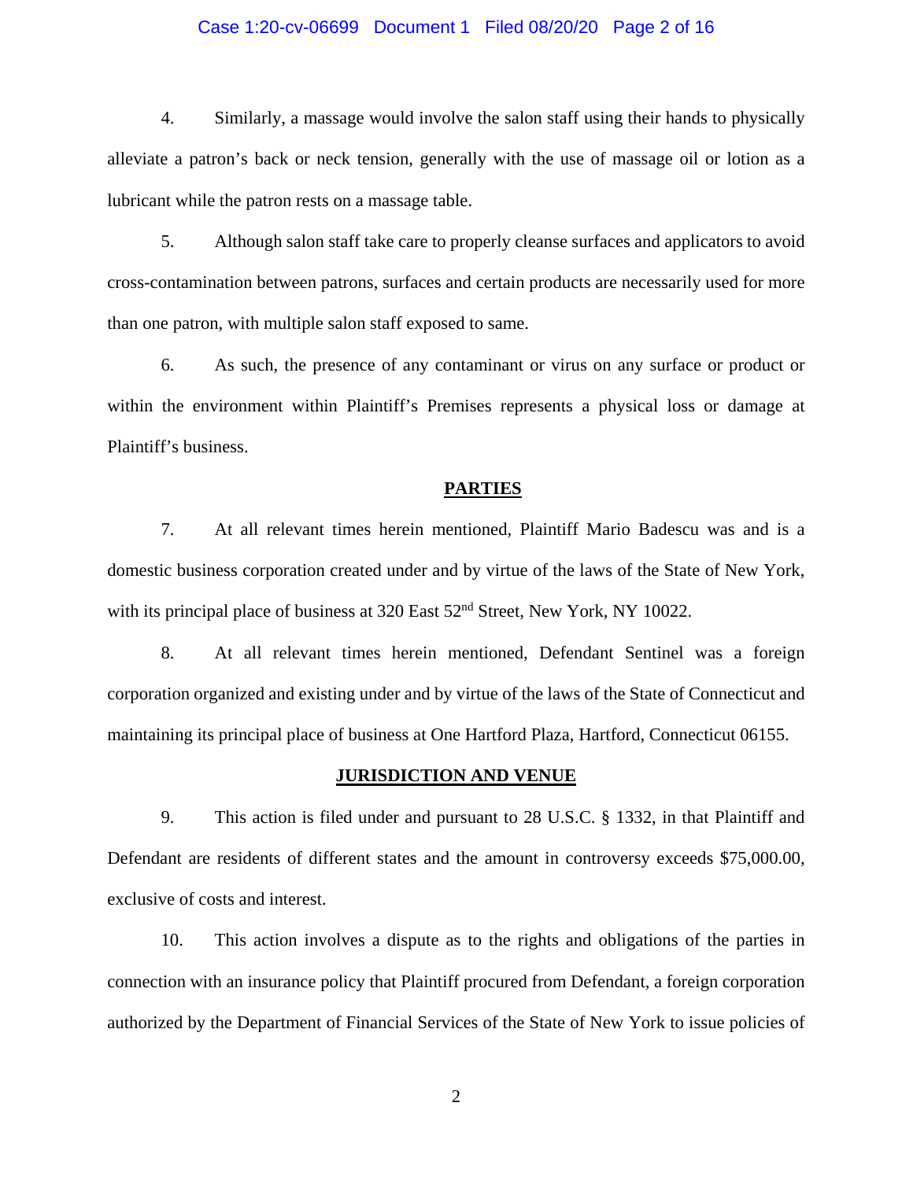4. Similarly, a massage would involve the salon staff using their hands to physically alleviate a patron's back or neck tension, generally with the use of massage oil or lotion as a lubricant while the patron rests on a massage table.

5. Although salon staff take care to properly cleanse surfaces and applicators to avoid cross-contamination between patrons, surfaces and certain products are necessarily used for more than one patron, with multiple salon staff exposed to same.

6. As such, the presence of any contaminant or virus on any surface or product or within the environment within Plaintiff's Premises represents a physical loss or damage at Plaintiff's business.

## PARTIES

7. At all relevant times herein mentioned, Plaintiff Mario Badescu was and is a domestic business corporation created under and by virtue of the laws of the State of New York, with its principal place of business at 320 East 52nd Street, New York, NY 10022.

8. At all relevant times herein mentioned, Defendant Sentinel was a foreign corporation organized and existing under and by virtue of the laws of the State of Connecticut and maintaining its principal place of business at One Hartford Plaza, Hartford, Connecticut 06155.

## JURISDICTION AND VENUE

9. This action is filed under and pursuant to 28 U.S.C. § 1332, in that Plaintiff and Defendant are residents of different states and the amount in controversy exceeds $75,000.00, exclusive of costs and interest.

10. This action involves a dispute as to the rights and obligations of the parties in connection with an insurance policy that Plaintiff procured from Defendant, a foreign corporation authorized by the Department of Financial Services of the State of New York to issue policies of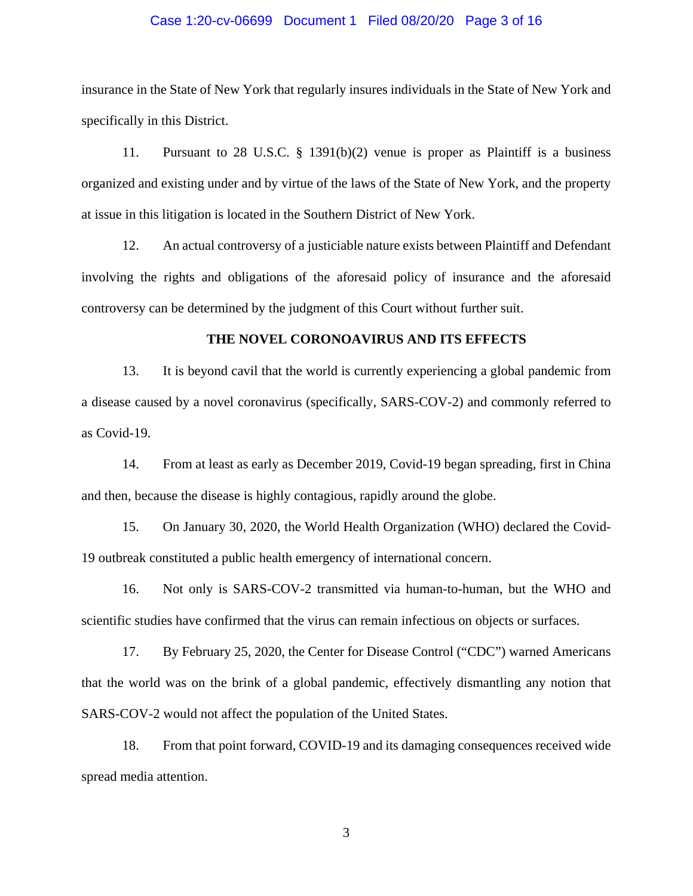insurance in the State of New York that regularly insures individuals in the State of New York and specifically in this District.

11. Pursuant to 28 U.S.C. § 1391(b)(2) venue is proper as Plaintiff is a business organized and existing under and by virtue of the laws of the State of New York, and the property at issue in this litigation is located in the Southern District of New York.

12. An actual controversy of a justiciable nature exists between Plaintiff and Defendant involving the rights and obligations of the aforesaid policy of insurance and the aforesaid controversy can be determined by the judgment of this Court without further suit.

**THE NOVEL CORONOAVIRUS AND ITS EFFECTS**

13. It is beyond cavil that the world is currently experiencing a global pandemic from a disease caused by a novel coronavirus (specifically, SARS-COV-2) and commonly referred to as Covid-19.

14. From at least as early as December 2019, Covid-19 began spreading, first in China and then, because the disease is highly contagious, rapidly around the globe.

15. On January 30, 2020, the World Health Organization (WHO) declared the Covid-19 outbreak constituted a public health emergency of international concern.

16. Not only is SARS-COV-2 transmitted via human-to-human, but the WHO and scientific studies have confirmed that the virus can remain infectious on objects or surfaces.

17. By February 25, 2020, the Center for Disease Control ("CDC") warned Americans that the world was on the brink of a global pandemic, effectively dismantling any notion that SARS-COV-2 would not affect the population of the United States.

18. From that point forward, COVID-19 and its damaging consequences received wide spread media attention.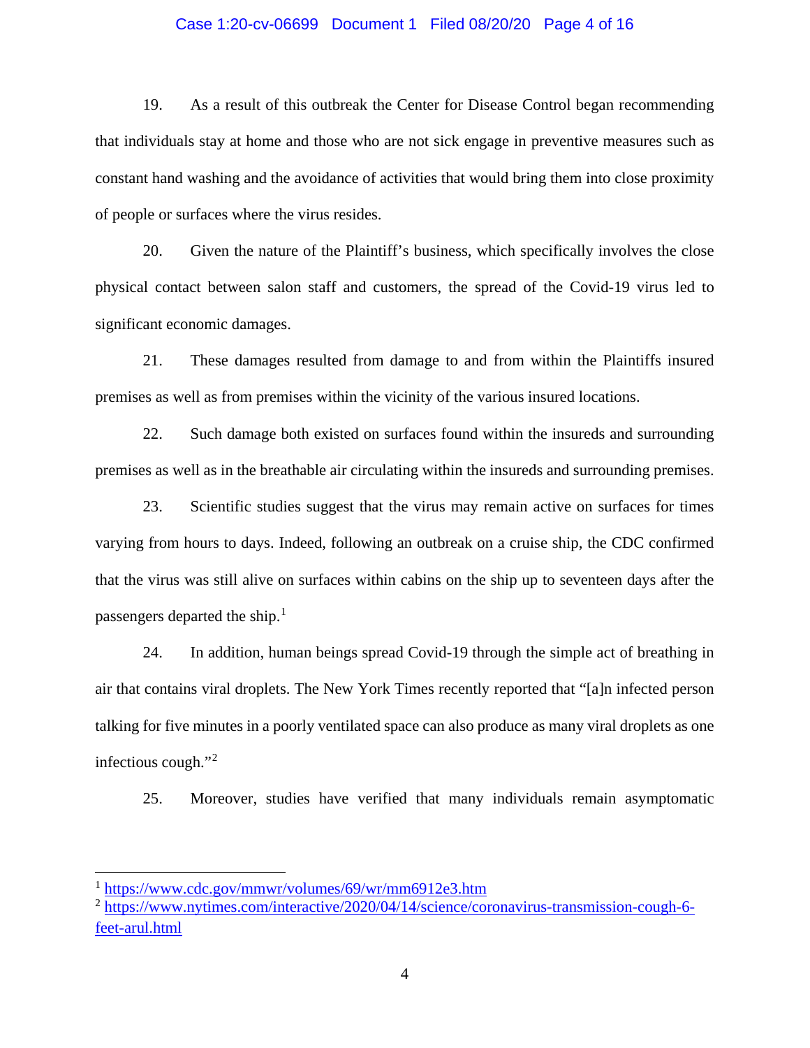19. As a result of this outbreak the Center for Disease Control began recommending that individuals stay at home and those who are not sick engage in preventive measures such as constant hand washing and the avoidance of activities that would bring them into close proximity of people or surfaces where the virus resides.

20. Given the nature of the Plaintiff's business, which specifically involves the close physical contact between salon staff and customers, the spread of the Covid-19 virus led to significant economic damages.

21. These damages resulted from damage to and from within the Plaintiffs insured premises as well as from premises within the vicinity of the various insured locations.

22. Such damage both existed on surfaces found within the insureds and surrounding premises as well as in the breathable air circulating within the insureds and surrounding premises.

23. Scientific studies suggest that the virus may remain active on surfaces for times varying from hours to days. Indeed, following an outbreak on a cruise ship, the CDC confirmed that the virus was still alive on surfaces within cabins on the ship up to seventeen days after the passengers departed the ship.[1]

24. In addition, human beings spread Covid-19 through the simple act of breathing in air that contains viral droplets. The New York Times recently reported that "[a]n infected person talking for five minutes in a poorly ventilated space can also produce as many viral droplets as one infectious cough."[2]

25. Moreover, studies have verified that many individuals remain asymptomatic

---

[1] https://www.cdc.gov/mmwr/volumes/69/wr/mm6912e3.htm

[2] https://www.nytimes.com/interactive/2020/04/14/science/coronavirus-transmission-cough-6-feet-arul.html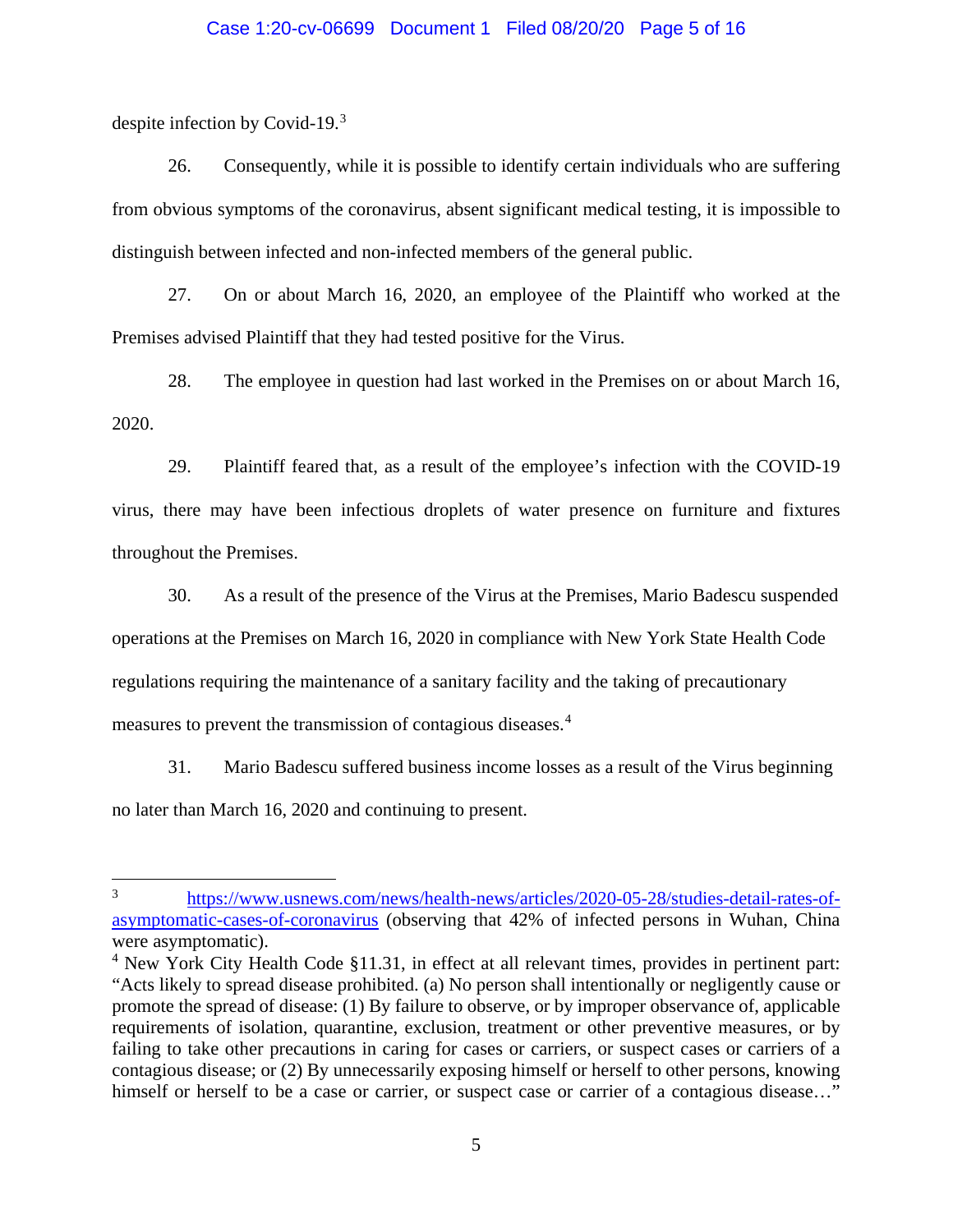despite infection by Covid-19.[3]

26. Consequently, while it is possible to identify certain individuals who are suffering from obvious symptoms of the coronavirus, absent significant medical testing, it is impossible to distinguish between infected and non-infected members of the general public.

27. On or about March 16, 2020, an employee of the Plaintiff who worked at the Premises advised Plaintiff that they had tested positive for the Virus.

28. The employee in question had last worked in the Premises on or about March 16, 2020.

29. Plaintiff feared that, as a result of the employee's infection with the COVID-19 virus, there may have been infectious droplets of water presence on furniture and fixtures throughout the Premises.

30. As a result of the presence of the Virus at the Premises, Mario Badescu suspended operations at the Premises on March 16, 2020 in compliance with New York State Health Code regulations requiring the maintenance of a sanitary facility and the taking of precautionary measures to prevent the transmission of contagious diseases.[4]

31. Mario Badescu suffered business income losses as a result of the Virus beginning no later than March 16, 2020 and continuing to present.

---

[3] https://www.usnews.com/news/health-news/articles/2020-05-28/studies-detail-rates-of-asymptomatic-cases-of-coronavirus (observing that 42% of infected persons in Wuhan, China were asymptomatic).

[4] New York City Health Code §11.31, in effect at all relevant times, provides in pertinent part: "Acts likely to spread disease prohibited. (a) No person shall intentionally or negligently cause or promote the spread of disease: (1) By failure to observe, or by improper observance of, applicable requirements of isolation, quarantine, exclusion, treatment or other preventive measures, or by failing to take other precautions in caring for cases or carriers, or suspect cases or carriers of a contagious disease; or (2) By unnecessarily exposing himself or herself to other persons, knowing himself or herself to be a case or carrier, or suspect case or carrier of a contagious disease…"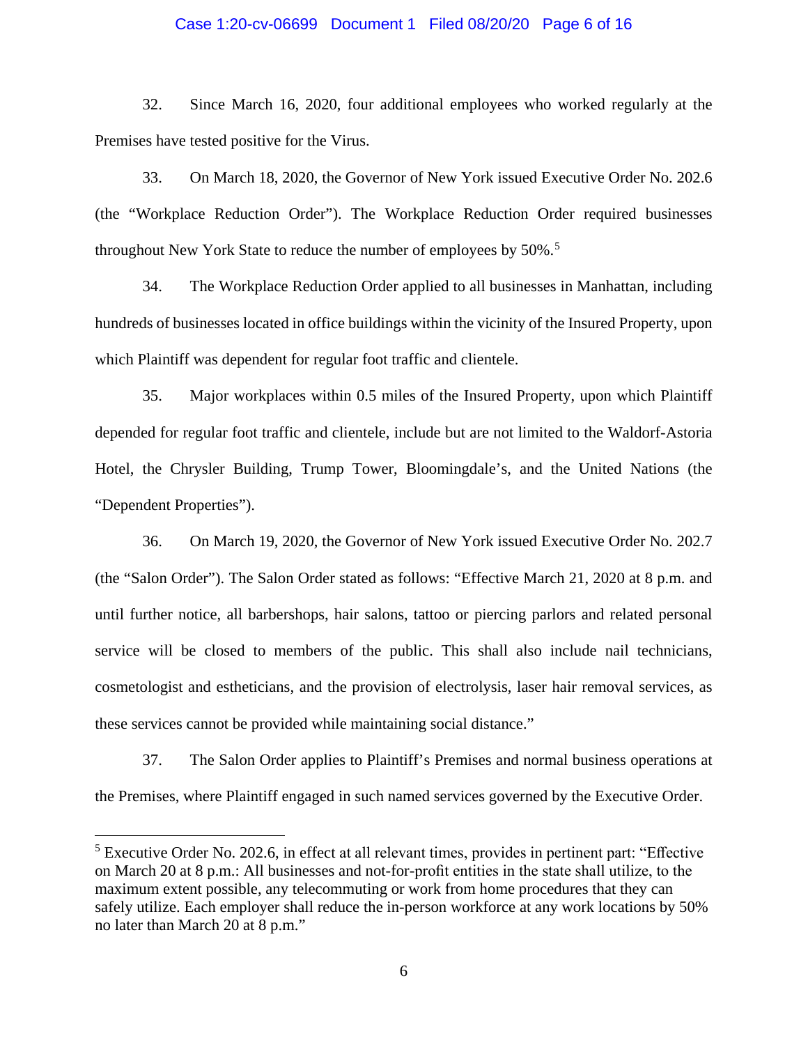32. Since March 16, 2020, four additional employees who worked regularly at the Premises have tested positive for the Virus.

33. On March 18, 2020, the Governor of New York issued Executive Order No. 202.6 (the "Workplace Reduction Order"). The Workplace Reduction Order required businesses throughout New York State to reduce the number of employees by 50%.[5]

34. The Workplace Reduction Order applied to all businesses in Manhattan, including hundreds of businesses located in office buildings within the vicinity of the Insured Property, upon which Plaintiff was dependent for regular foot traffic and clientele.

35. Major workplaces within 0.5 miles of the Insured Property, upon which Plaintiff depended for regular foot traffic and clientele, include but are not limited to the Waldorf-Astoria Hotel, the Chrysler Building, Trump Tower, Bloomingdale's, and the United Nations (the "Dependent Properties").

36. On March 19, 2020, the Governor of New York issued Executive Order No. 202.7 (the "Salon Order"). The Salon Order stated as follows: "Effective March 21, 2020 at 8 p.m. and until further notice, all barbershops, hair salons, tattoo or piercing parlors and related personal service will be closed to members of the public. This shall also include nail technicians, cosmetologist and estheticians, and the provision of electrolysis, laser hair removal services, as these services cannot be provided while maintaining social distance."

37. The Salon Order applies to Plaintiff's Premises and normal business operations at the Premises, where Plaintiff engaged in such named services governed by the Executive Order.

---

[5] Executive Order No. 202.6, in effect at all relevant times, provides in pertinent part: "Effective on March 20 at 8 p.m.: All businesses and not-for-profit entities in the state shall utilize, to the maximum extent possible, any telecommuting or work from home procedures that they can safely utilize. Each employer shall reduce the in-person workforce at any work locations by 50% no later than March 20 at 8 p.m."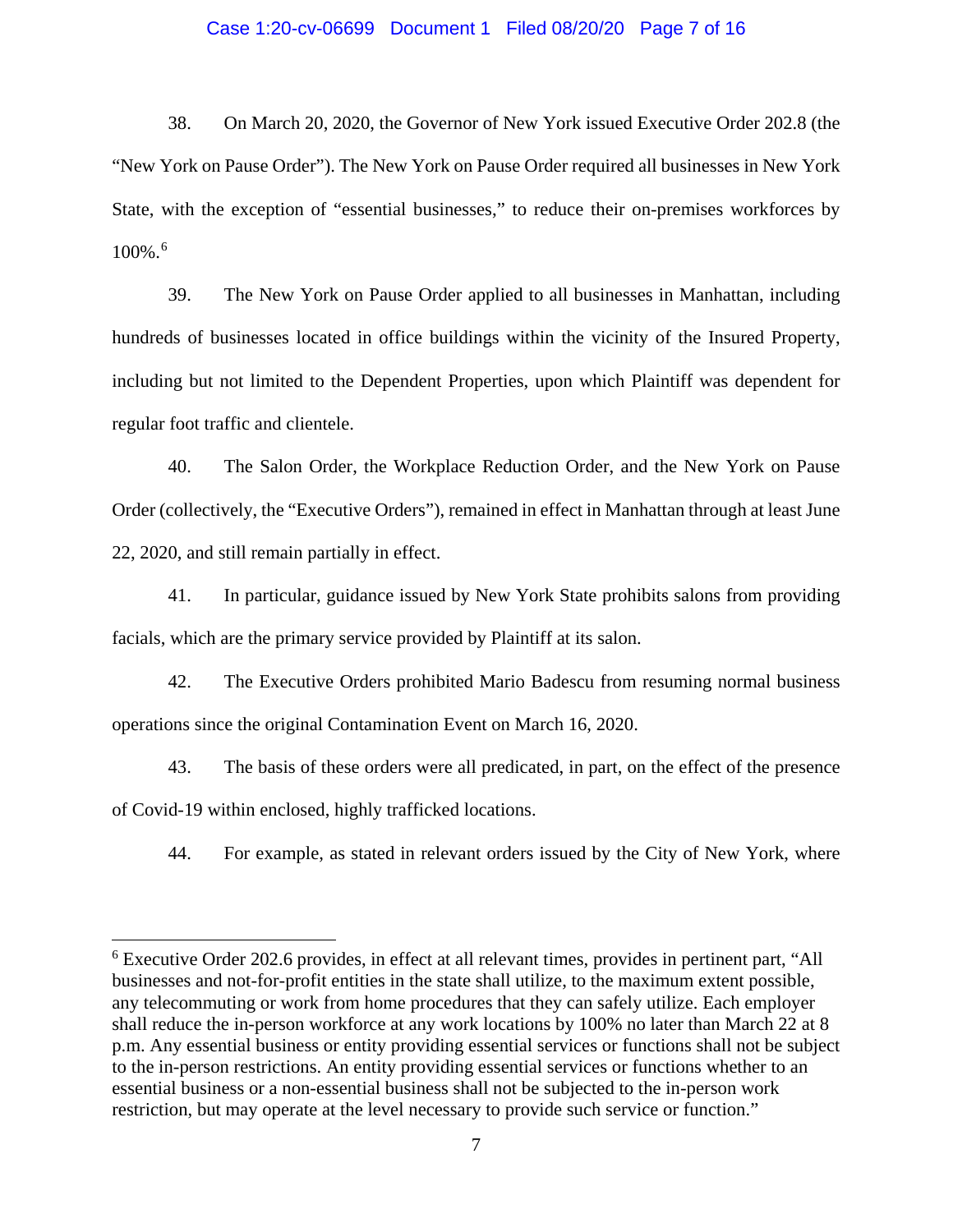38. On March 20, 2020, the Governor of New York issued Executive Order 202.8 (the "New York on Pause Order"). The New York on Pause Order required all businesses in New York State, with the exception of "essential businesses," to reduce their on-premises workforces by 100%.[6]

39. The New York on Pause Order applied to all businesses in Manhattan, including hundreds of businesses located in office buildings within the vicinity of the Insured Property, including but not limited to the Dependent Properties, upon which Plaintiff was dependent for regular foot traffic and clientele.

40. The Salon Order, the Workplace Reduction Order, and the New York on Pause Order (collectively, the "Executive Orders"), remained in effect in Manhattan through at least June 22, 2020, and still remain partially in effect.

41. In particular, guidance issued by New York State prohibits salons from providing facials, which are the primary service provided by Plaintiff at its salon.

42. The Executive Orders prohibited Mario Badescu from resuming normal business operations since the original Contamination Event on March 16, 2020.

43. The basis of these orders were all predicated, in part, on the effect of the presence of Covid-19 within enclosed, highly trafficked locations.

44. For example, as stated in relevant orders issued by the City of New York, where

---

[6] Executive Order 202.6 provides, in effect at all relevant times, provides in pertinent part, "All businesses and not-for-profit entities in the state shall utilize, to the maximum extent possible, any telecommuting or work from home procedures that they can safely utilize. Each employer shall reduce the in-person workforce at any work locations by 100% no later than March 22 at 8 p.m. Any essential business or entity providing essential services or functions shall not be subject to the in-person restrictions. An entity providing essential services or functions whether to an essential business or a non-essential business shall not be subjected to the in-person work restriction, but may operate at the level necessary to provide such service or function."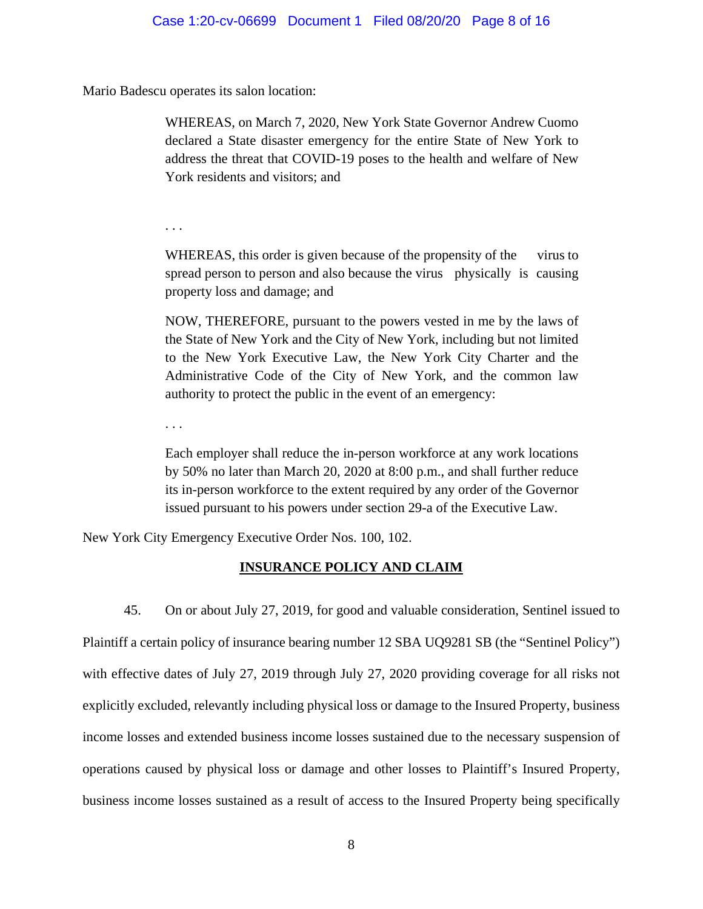Mario Badescu operates its salon location:

> WHEREAS, on March 7, 2020, New York State Governor Andrew Cuomo declared a State disaster emergency for the entire State of New York to address the threat that COVID-19 poses to the health and welfare of New York residents and visitors; and
>
> . . .
>
> WHEREAS, this order is given because of the propensity of the virus to spread person to person and also because the virus physically is causing property loss and damage; and
>
> NOW, THEREFORE, pursuant to the powers vested in me by the laws of the State of New York and the City of New York, including but not limited to the New York Executive Law, the New York City Charter and the Administrative Code of the City of New York, and the common law authority to protect the public in the event of an emergency:
>
> . . .
>
> Each employer shall reduce the in-person workforce at any work locations by 50% no later than March 20, 2020 at 8:00 p.m., and shall further reduce its in-person workforce to the extent required by any order of the Governor issued pursuant to his powers under section 29-a of the Executive Law.

New York City Emergency Executive Order Nos. 100, 102.

## INSURANCE POLICY AND CLAIM

45. On or about July 27, 2019, for good and valuable consideration, Sentinel issued to Plaintiff a certain policy of insurance bearing number 12 SBA UQ9281 SB (the "Sentinel Policy") with effective dates of July 27, 2019 through July 27, 2020 providing coverage for all risks not explicitly excluded, relevantly including physical loss or damage to the Insured Property, business income losses and extended business income losses sustained due to the necessary suspension of operations caused by physical loss or damage and other losses to Plaintiff's Insured Property, business income losses sustained as a result of access to the Insured Property being specifically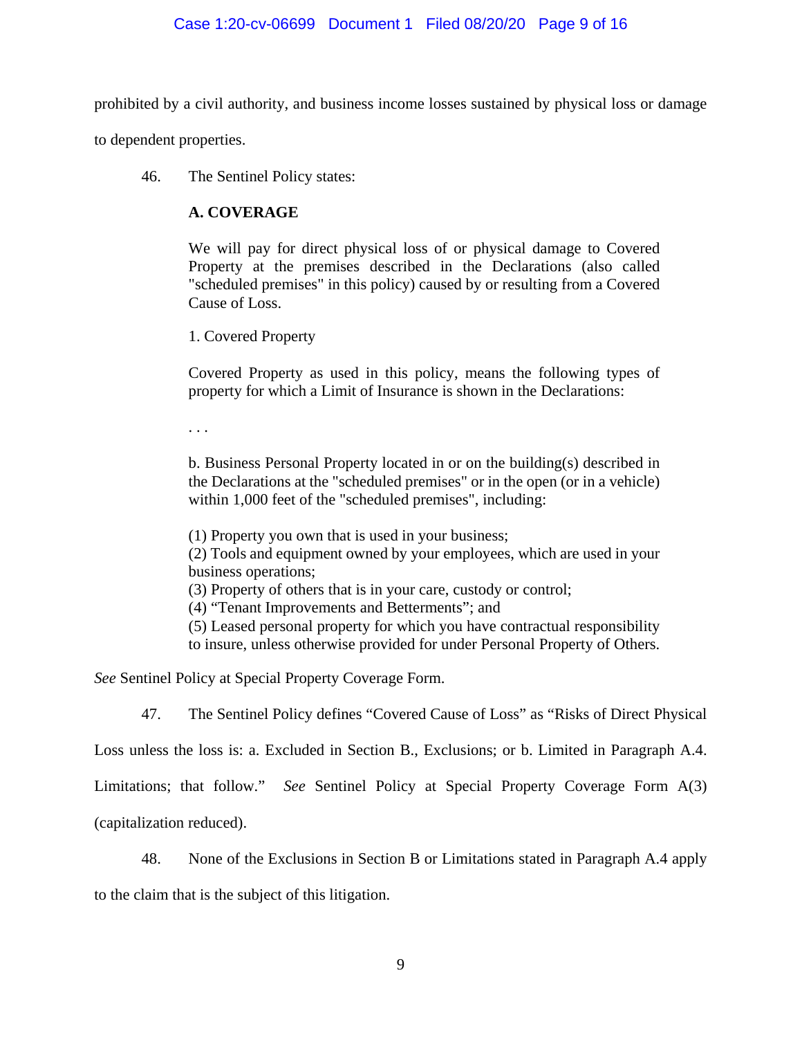prohibited by a civil authority, and business income losses sustained by physical loss or damage to dependent properties.

46. The Sentinel Policy states:

> **A. COVERAGE**
>
> We will pay for direct physical loss of or physical damage to Covered Property at the premises described in the Declarations (also called "scheduled premises" in this policy) caused by or resulting from a Covered Cause of Loss.
>
> 1. Covered Property
>
> Covered Property as used in this policy, means the following types of property for which a Limit of Insurance is shown in the Declarations:
>
> . . .
>
> b. Business Personal Property located in or on the building(s) described in the Declarations at the "scheduled premises" or in the open (or in a vehicle) within 1,000 feet of the "scheduled premises", including:
>
> (1) Property you own that is used in your business;
> (2) Tools and equipment owned by your employees, which are used in your business operations;
> (3) Property of others that is in your care, custody or control;
> (4) “Tenant Improvements and Betterments”; and
> (5) Leased personal property for which you have contractual responsibility to insure, unless otherwise provided for under Personal Property of Others.

*See* Sentinel Policy at Special Property Coverage Form.

47. The Sentinel Policy defines “Covered Cause of Loss” as “Risks of Direct Physical Loss unless the loss is: a. Excluded in Section B., Exclusions; or b. Limited in Paragraph A.4. Limitations; that follow.” *See* Sentinel Policy at Special Property Coverage Form A(3) (capitalization reduced).

48. None of the Exclusions in Section B or Limitations stated in Paragraph A.4 apply to the claim that is the subject of this litigation.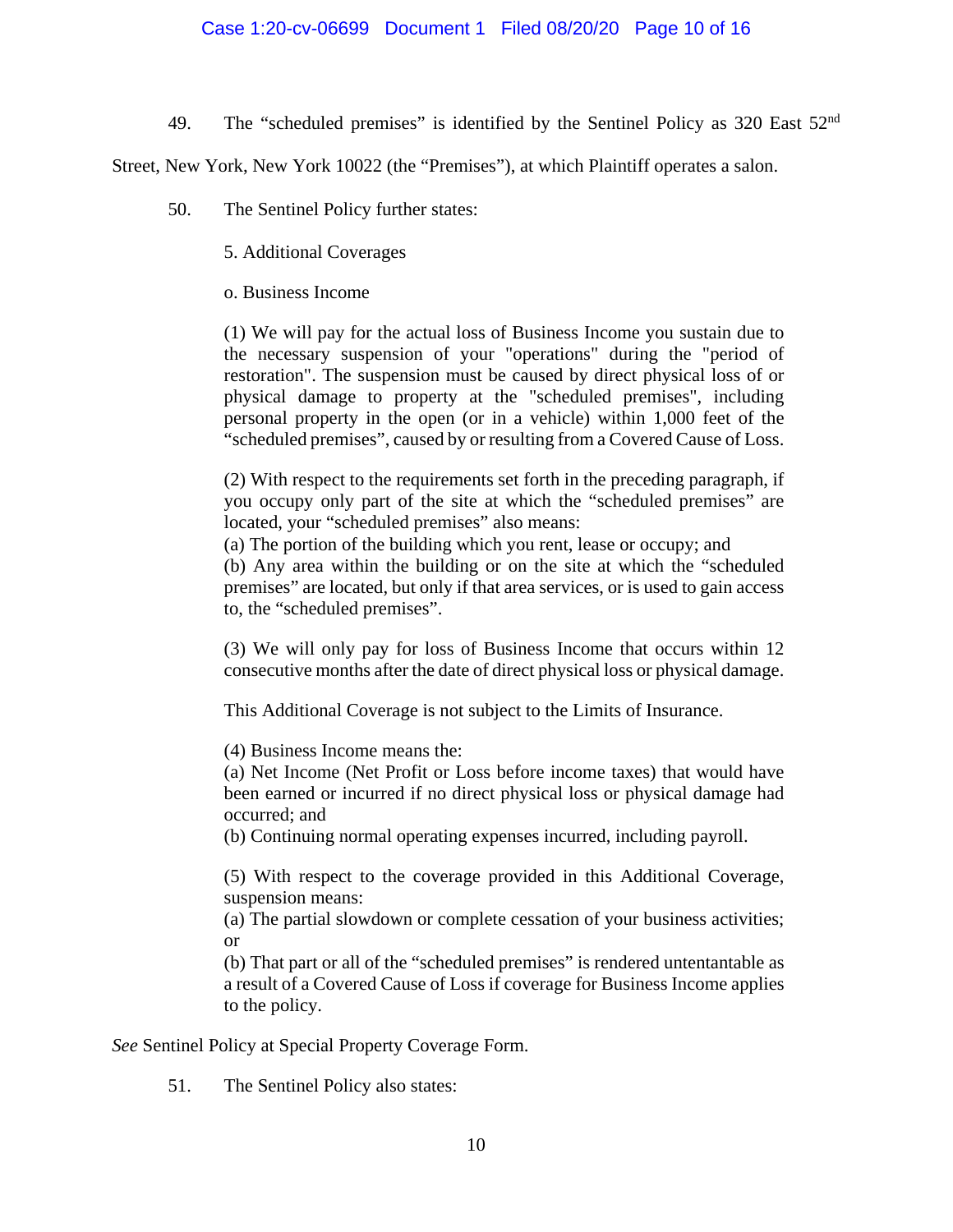49. The "scheduled premises" is identified by the Sentinel Policy as 320 East 52nd Street, New York, New York 10022 (the "Premises"), at which Plaintiff operates a salon.

50. The Sentinel Policy further states:

> 5. Additional Coverages
>
> o. Business Income
>
> (1) We will pay for the actual loss of Business Income you sustain due to the necessary suspension of your "operations" during the "period of restoration". The suspension must be caused by direct physical loss of or physical damage to property at the "scheduled premises", including personal property in the open (or in a vehicle) within 1,000 feet of the "scheduled premises", caused by or resulting from a Covered Cause of Loss.
>
> (2) With respect to the requirements set forth in the preceding paragraph, if you occupy only part of the site at which the "scheduled premises" are located, your "scheduled premises" also means:
> (a) The portion of the building which you rent, lease or occupy; and
> (b) Any area within the building or on the site at which the "scheduled premises" are located, but only if that area services, or is used to gain access to, the "scheduled premises".
>
> (3) We will only pay for loss of Business Income that occurs within 12 consecutive months after the date of direct physical loss or physical damage.
>
> This Additional Coverage is not subject to the Limits of Insurance.
>
> (4) Business Income means the:
> (a) Net Income (Net Profit or Loss before income taxes) that would have been earned or incurred if no direct physical loss or physical damage had occurred; and
> (b) Continuing normal operating expenses incurred, including payroll.
>
> (5) With respect to the coverage provided in this Additional Coverage, suspension means:
> (a) The partial slowdown or complete cessation of your business activities; or
> (b) That part or all of the "scheduled premises" is rendered untentantable as a result of a Covered Cause of Loss if coverage for Business Income applies to the policy.

*See* Sentinel Policy at Special Property Coverage Form.

51. The Sentinel Policy also states: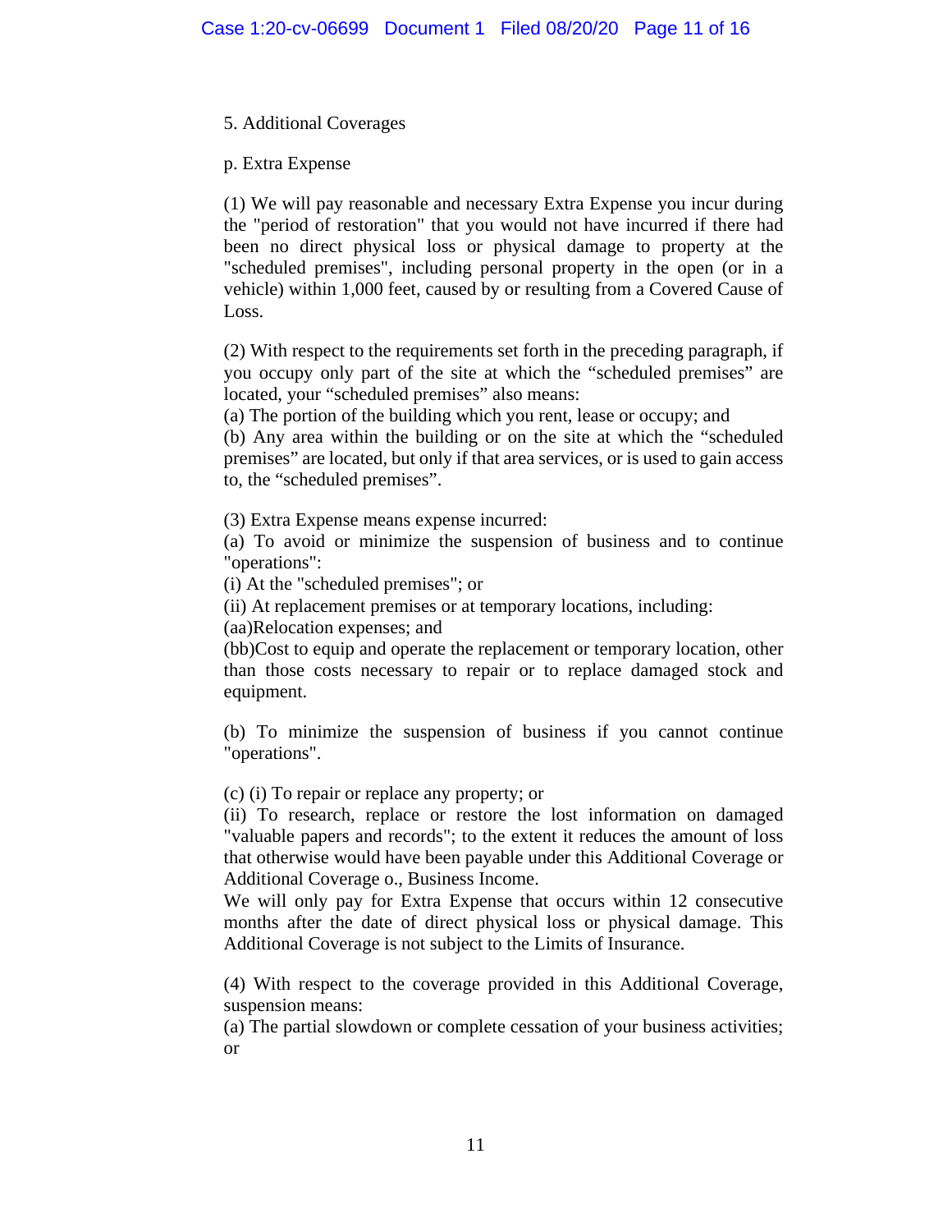5. Additional Coverages

p. Extra Expense

(1) We will pay reasonable and necessary Extra Expense you incur during the "period of restoration" that you would not have incurred if there had been no direct physical loss or physical damage to property at the "scheduled premises", including personal property in the open (or in a vehicle) within 1,000 feet, caused by or resulting from a Covered Cause of Loss.

(2) With respect to the requirements set forth in the preceding paragraph, if you occupy only part of the site at which the “scheduled premises” are located, your “scheduled premises” also means:
(a) The portion of the building which you rent, lease or occupy; and
(b) Any area within the building or on the site at which the “scheduled premises” are located, but only if that area services, or is used to gain access to, the “scheduled premises”.

(3) Extra Expense means expense incurred:
(a) To avoid or minimize the suspension of business and to continue "operations":
(i) At the "scheduled premises"; or
(ii) At replacement premises or at temporary locations, including:
(aa)Relocation expenses; and
(bb)Cost to equip and operate the replacement or temporary location, other than those costs necessary to repair or to replace damaged stock and equipment.

(b) To minimize the suspension of business if you cannot continue "operations".

(c) (i) To repair or replace any property; or
(ii) To research, replace or restore the lost information on damaged "valuable papers and records"; to the extent it reduces the amount of loss that otherwise would have been payable under this Additional Coverage or Additional Coverage o., Business Income.
We will only pay for Extra Expense that occurs within 12 consecutive months after the date of direct physical loss or physical damage. This Additional Coverage is not subject to the Limits of Insurance.

(4) With respect to the coverage provided in this Additional Coverage, suspension means:
(a) The partial slowdown or complete cessation of your business activities; or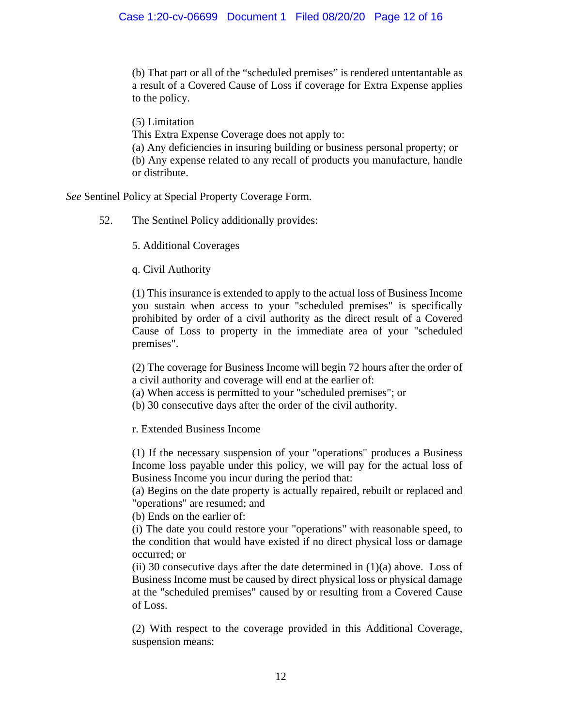(b) That part or all of the "scheduled premises" is rendered untentantable as a result of a Covered Cause of Loss if coverage for Extra Expense applies to the policy.

(5) Limitation
This Extra Expense Coverage does not apply to:
(a) Any deficiencies in insuring building or business personal property; or
(b) Any expense related to any recall of products you manufacture, handle or distribute.

*See* Sentinel Policy at Special Property Coverage Form.

52. The Sentinel Policy additionally provides:

5. Additional Coverages

q. Civil Authority

(1) This insurance is extended to apply to the actual loss of Business Income you sustain when access to your "scheduled premises" is specifically prohibited by order of a civil authority as the direct result of a Covered Cause of Loss to property in the immediate area of your "scheduled premises".

(2) The coverage for Business Income will begin 72 hours after the order of a civil authority and coverage will end at the earlier of:
(a) When access is permitted to your "scheduled premises"; or
(b) 30 consecutive days after the order of the civil authority.

r. Extended Business Income

(1) If the necessary suspension of your "operations" produces a Business Income loss payable under this policy, we will pay for the actual loss of Business Income you incur during the period that:
(a) Begins on the date property is actually repaired, rebuilt or replaced and "operations" are resumed; and
(b) Ends on the earlier of:
(i) The date you could restore your "operations" with reasonable speed, to the condition that would have existed if no direct physical loss or damage occurred; or
(ii) 30 consecutive days after the date determined in (1)(a) above. Loss of Business Income must be caused by direct physical loss or physical damage at the "scheduled premises" caused by or resulting from a Covered Cause of Loss.

(2) With respect to the coverage provided in this Additional Coverage, suspension means: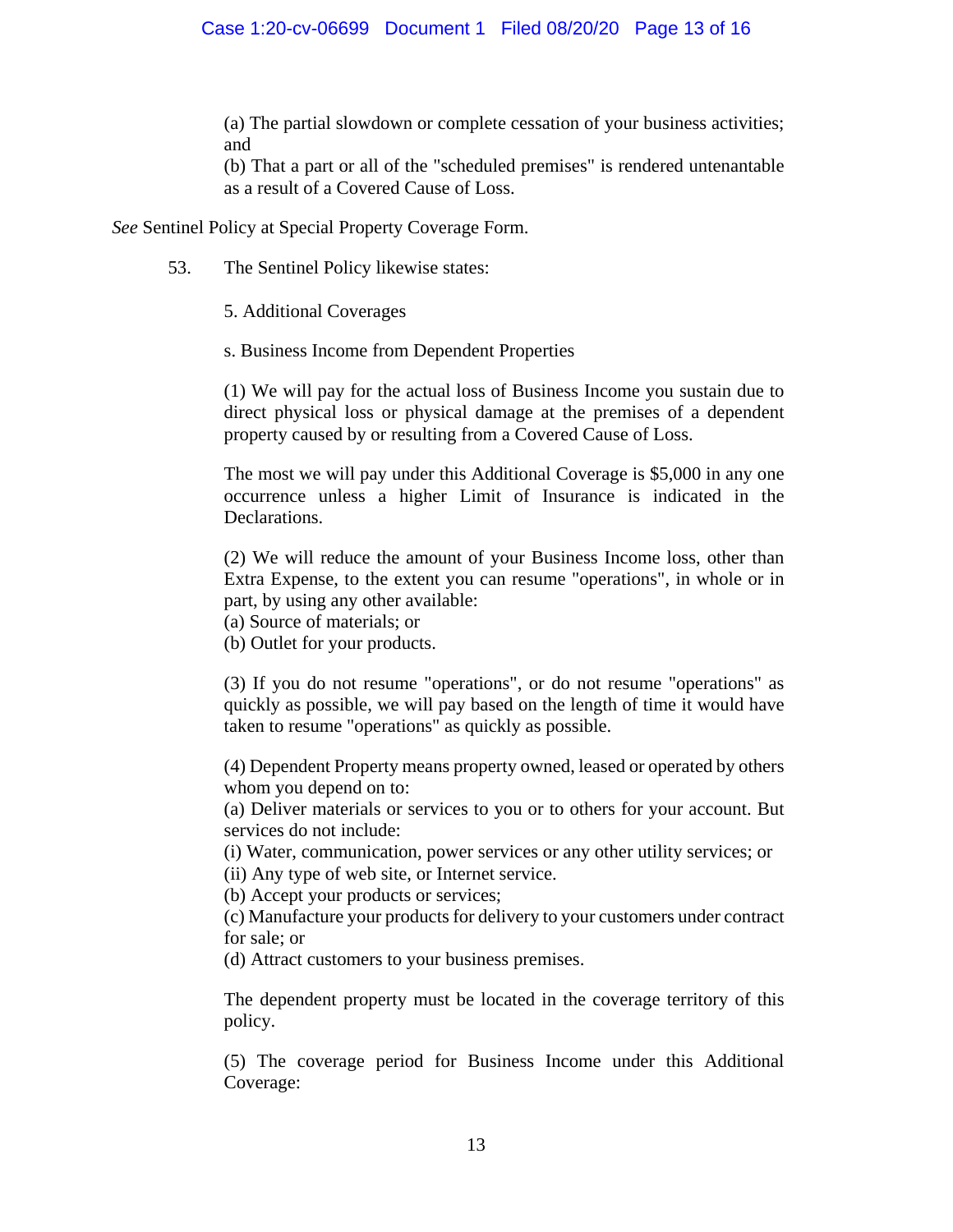> (a) The partial slowdown or complete cessation of your business activities; and
> (b) That a part or all of the "scheduled premises" is rendered untenantable as a result of a Covered Cause of Loss.

*See* Sentinel Policy at Special Property Coverage Form.

53. The Sentinel Policy likewise states:

> 5. Additional Coverages
>
> s. Business Income from Dependent Properties
>
> (1) We will pay for the actual loss of Business Income you sustain due to direct physical loss or physical damage at the premises of a dependent property caused by or resulting from a Covered Cause of Loss.
>
> The most we will pay under this Additional Coverage is $5,000 in any one occurrence unless a higher Limit of Insurance is indicated in the Declarations.
>
> (2) We will reduce the amount of your Business Income loss, other than Extra Expense, to the extent you can resume "operations", in whole or in part, by using any other available:
> (a) Source of materials; or
> (b) Outlet for your products.
>
> (3) If you do not resume "operations", or do not resume "operations" as quickly as possible, we will pay based on the length of time it would have taken to resume "operations" as quickly as possible.
>
> (4) Dependent Property means property owned, leased or operated by others whom you depend on to:
> (a) Deliver materials or services to you or to others for your account. But services do not include:
> (i) Water, communication, power services or any other utility services; or
> (ii) Any type of web site, or Internet service.
> (b) Accept your products or services;
> (c) Manufacture your products for delivery to your customers under contract for sale; or
> (d) Attract customers to your business premises.
>
> The dependent property must be located in the coverage territory of this policy.
>
> (5) The coverage period for Business Income under this Additional Coverage: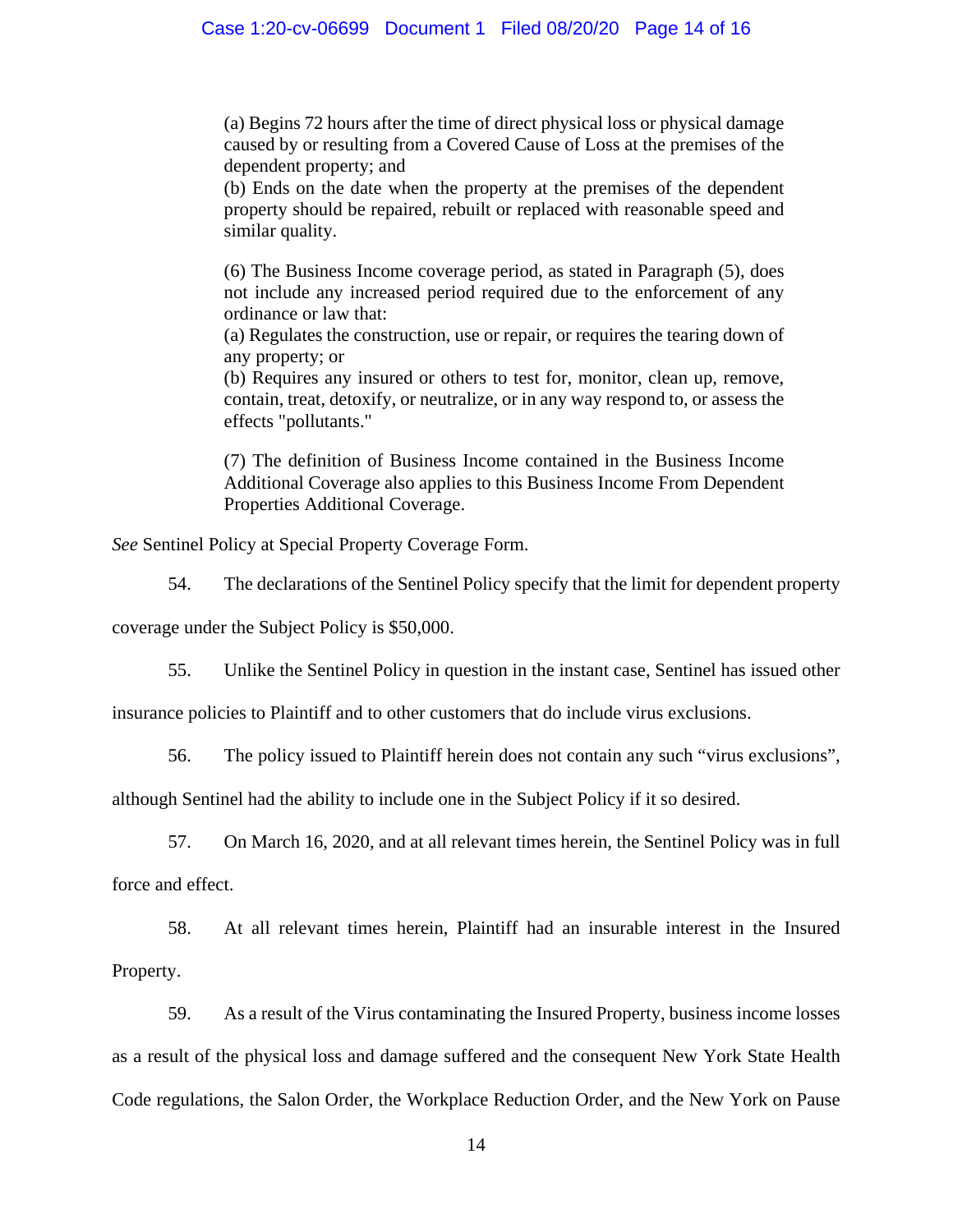> (a) Begins 72 hours after the time of direct physical loss or physical damage caused by or resulting from a Covered Cause of Loss at the premises of the dependent property; and
> (b) Ends on the date when the property at the premises of the dependent property should be repaired, rebuilt or replaced with reasonable speed and similar quality.
>
> (6) The Business Income coverage period, as stated in Paragraph (5), does not include any increased period required due to the enforcement of any ordinance or law that:
> (a) Regulates the construction, use or repair, or requires the tearing down of any property; or
> (b) Requires any insured or others to test for, monitor, clean up, remove, contain, treat, detoxify, or neutralize, or in any way respond to, or assess the effects "pollutants."
>
> (7) The definition of Business Income contained in the Business Income Additional Coverage also applies to this Business Income From Dependent Properties Additional Coverage.

*See* Sentinel Policy at Special Property Coverage Form.

54. The declarations of the Sentinel Policy specify that the limit for dependent property coverage under the Subject Policy is $50,000.

55. Unlike the Sentinel Policy in question in the instant case, Sentinel has issued other insurance policies to Plaintiff and to other customers that do include virus exclusions.

56. The policy issued to Plaintiff herein does not contain any such "virus exclusions", although Sentinel had the ability to include one in the Subject Policy if it so desired.

57. On March 16, 2020, and at all relevant times herein, the Sentinel Policy was in full force and effect.

58. At all relevant times herein, Plaintiff had an insurable interest in the Insured Property.

59. As a result of the Virus contaminating the Insured Property, business income losses as a result of the physical loss and damage suffered and the consequent New York State Health Code regulations, the Salon Order, the Workplace Reduction Order, and the New York on Pause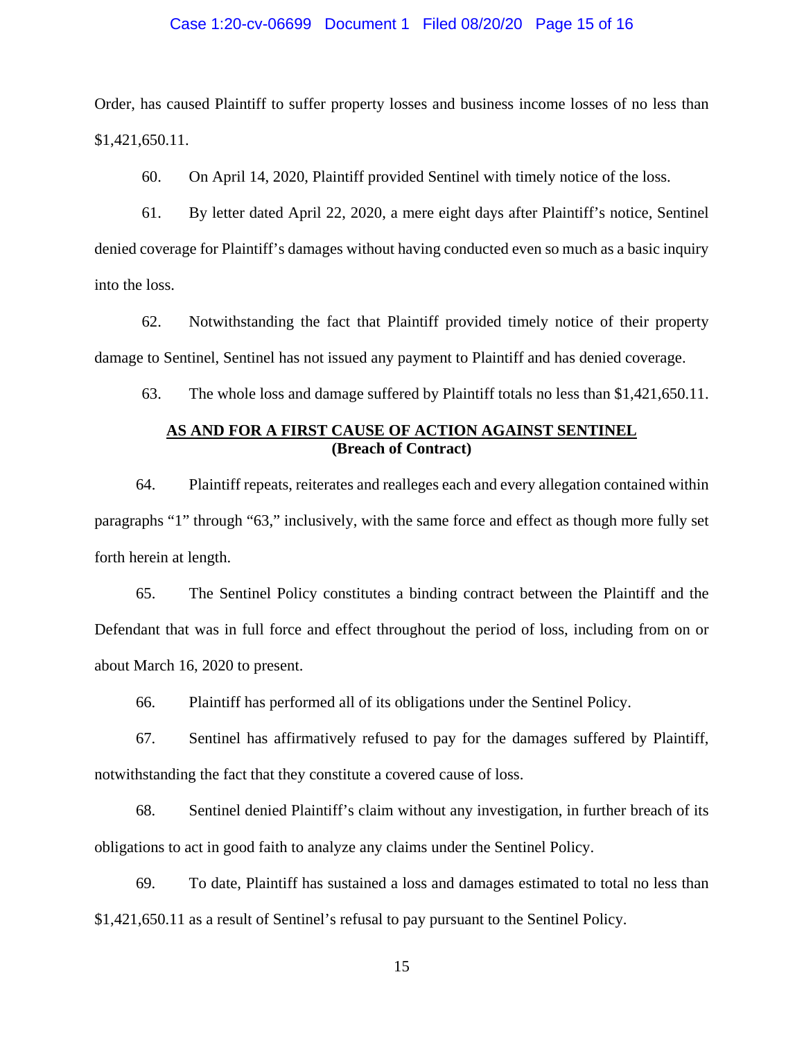Order, has caused Plaintiff to suffer property losses and business income losses of no less than $1,421,650.11.

60. On April 14, 2020, Plaintiff provided Sentinel with timely notice of the loss.

61. By letter dated April 22, 2020, a mere eight days after Plaintiff's notice, Sentinel denied coverage for Plaintiff's damages without having conducted even so much as a basic inquiry into the loss.

62. Notwithstanding the fact that Plaintiff provided timely notice of their property damage to Sentinel, Sentinel has not issued any payment to Plaintiff and has denied coverage.

63. The whole loss and damage suffered by Plaintiff totals no less than $1,421,650.11.

**AS AND FOR A FIRST CAUSE OF ACTION AGAINST SENTINEL**
**(Breach of Contract)**

64. Plaintiff repeats, reiterates and realleges each and every allegation contained within paragraphs "1" through "63," inclusively, with the same force and effect as though more fully set forth herein at length.

65. The Sentinel Policy constitutes a binding contract between the Plaintiff and the Defendant that was in full force and effect throughout the period of loss, including from on or about March 16, 2020 to present.

66. Plaintiff has performed all of its obligations under the Sentinel Policy.

67. Sentinel has affirmatively refused to pay for the damages suffered by Plaintiff, notwithstanding the fact that they constitute a covered cause of loss.

68. Sentinel denied Plaintiff's claim without any investigation, in further breach of its obligations to act in good faith to analyze any claims under the Sentinel Policy.

69. To date, Plaintiff has sustained a loss and damages estimated to total no less than $1,421,650.11 as a result of Sentinel's refusal to pay pursuant to the Sentinel Policy.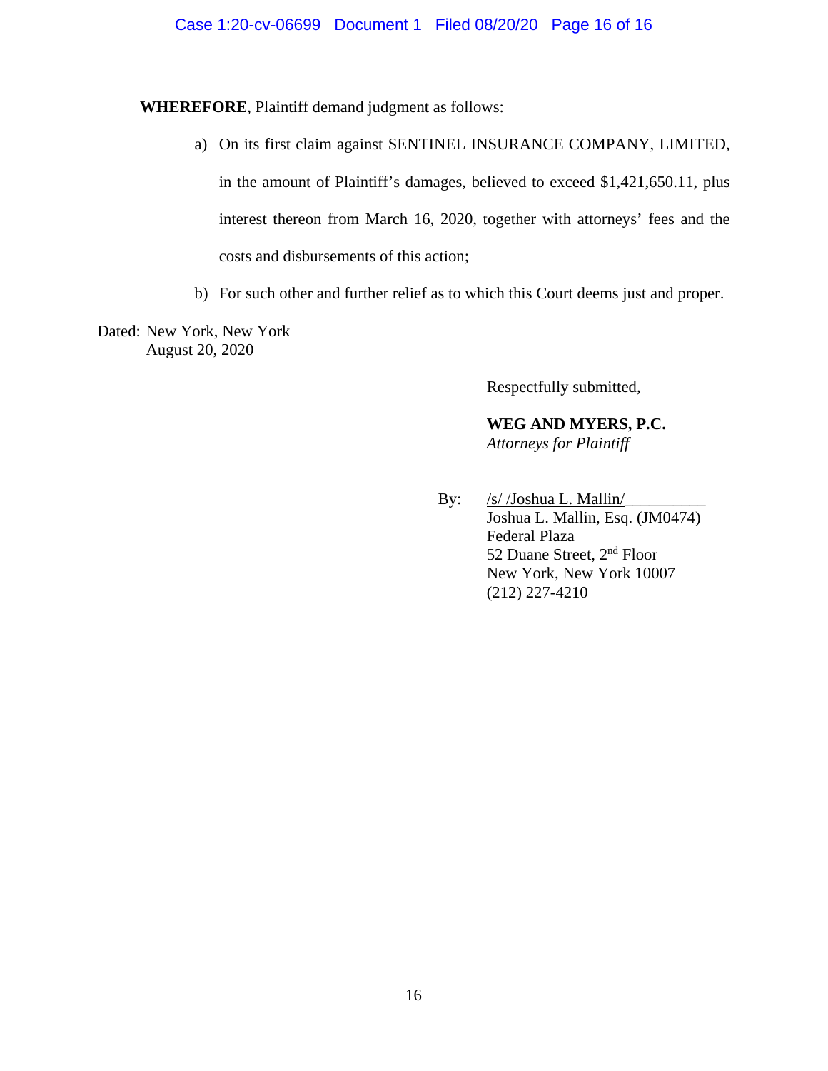**WHEREFORE**, Plaintiff demand judgment as follows:

a) On its first claim against SENTINEL INSURANCE COMPANY, LIMITED, in the amount of Plaintiff's damages, believed to exceed $1,421,650.11, plus interest thereon from March 16, 2020, together with attorneys' fees and the costs and disbursements of this action;

b) For such other and further relief as to which this Court deems just and proper.

Dated: New York, New York
August 20, 2020

Respectfully submitted,

**WEG AND MYERS, P.C.**
*Attorneys for Plaintiff*

By: /s/ /Joshua L. Mallin/__________
Joshua L. Mallin, Esq. (JM0474)
Federal Plaza
52 Duane Street, 2nd Floor
New York, New York 10007
(212) 227-4210